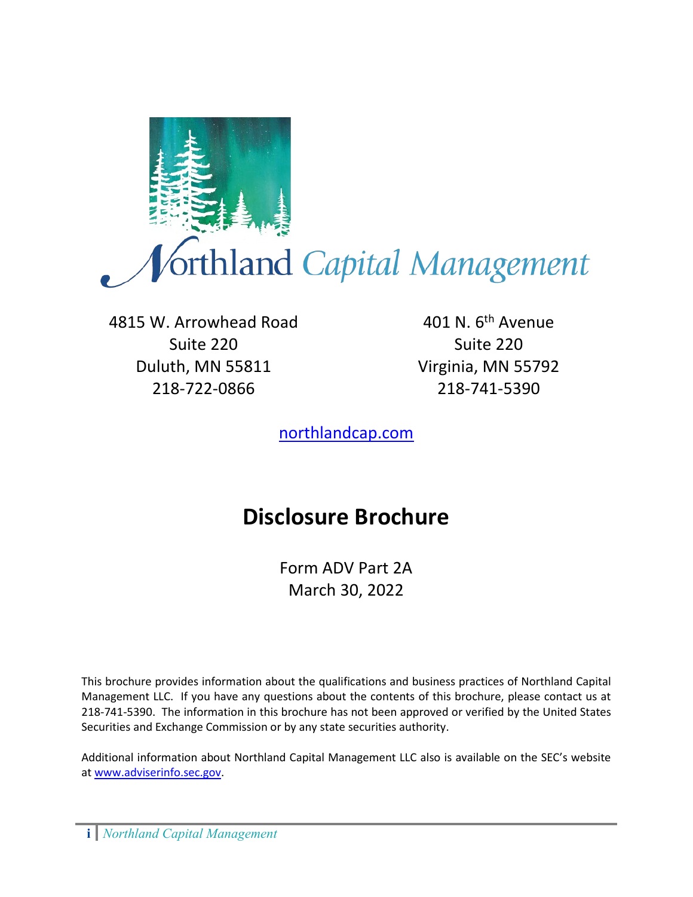Northland Capital Management

4815 W. Arrowhead Road
Suite 220
Duluth, MN 55811
218-722-0866

401 N. 6th Avenue
Suite 220
Virginia, MN 55792
218-741-5390

northlandcap.com

# Disclosure Brochure

Form ADV Part 2A
March 30, 2022

This brochure provides information about the qualifications and business practices of Northland Capital Management LLC. If you have any questions about the contents of this brochure, please contact us at 218-741-5390. The information in this brochure has not been approved or verified by the United States Securities and Exchange Commission or by any state securities authority.

Additional information about Northland Capital Management LLC also is available on the SEC's website at www.adviserinfo.sec.gov.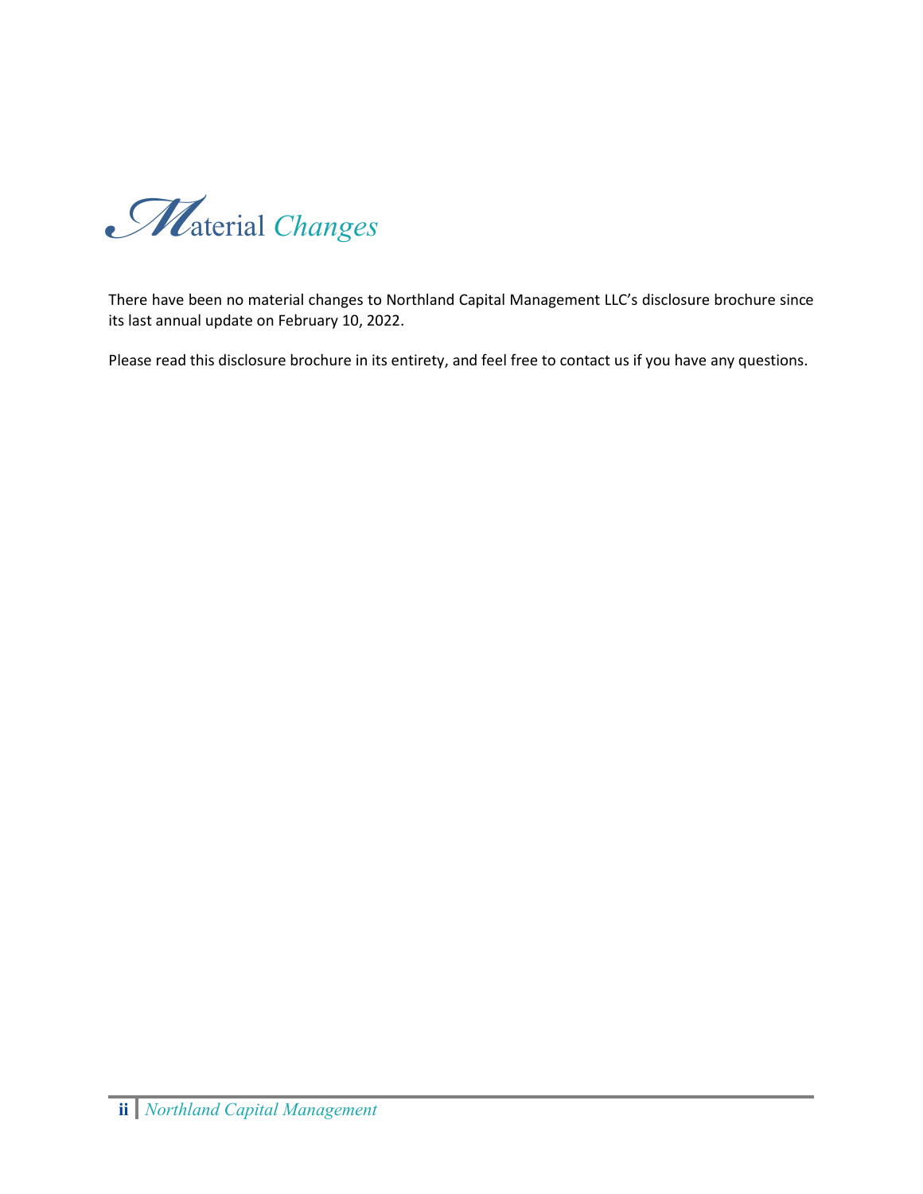# Material Changes

There have been no material changes to Northland Capital Management LLC's disclosure brochure since its last annual update on February 10, 2022.

Please read this disclosure brochure in its entirety, and feel free to contact us if you have any questions.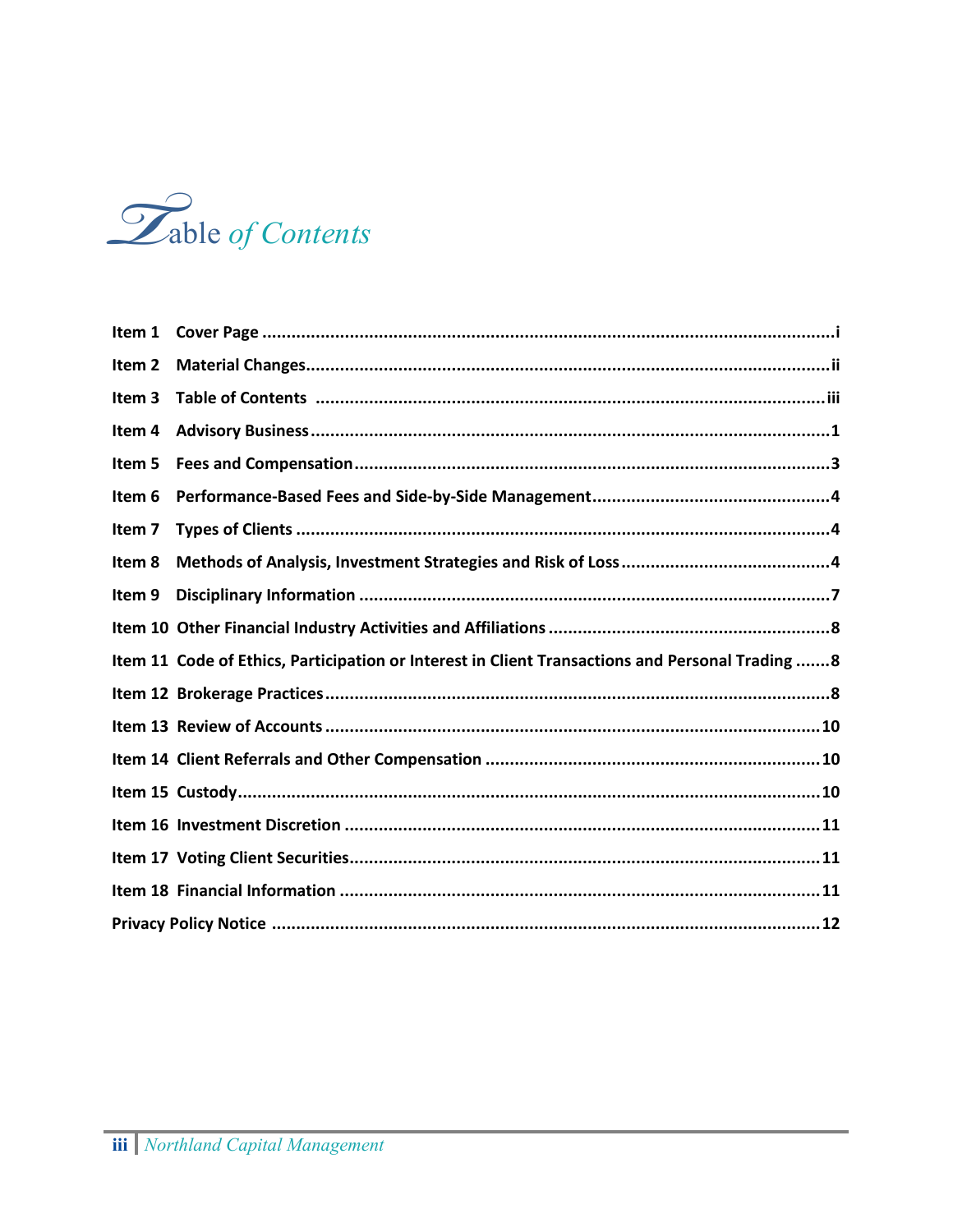# Table of Contents

| | | |
|---|---|---|
| Item 1 | Cover Page | i |
| Item 2 | Material Changes | ii |
| Item 3 | Table of Contents | iii |
| Item 4 | Advisory Business | 1 |
| Item 5 | Fees and Compensation | 3 |
| Item 6 | Performance-Based Fees and Side-by-Side Management | 4 |
| Item 7 | Types of Clients | 4 |
| Item 8 | Methods of Analysis, Investment Strategies and Risk of Loss | 4 |
| Item 9 | Disciplinary Information | 7 |
| Item 10 | Other Financial Industry Activities and Affiliations | 8 |
| Item 11 | Code of Ethics, Participation or Interest in Client Transactions and Personal Trading | 8 |
| Item 12 | Brokerage Practices | 8 |
| Item 13 | Review of Accounts | 10 |
| Item 14 | Client Referrals and Other Compensation | 10 |
| Item 15 | Custody | 10 |
| Item 16 | Investment Discretion | 11 |
| Item 17 | Voting Client Securities | 11 |
| Item 18 | Financial Information | 11 |
| Privacy Policy Notice | | 12 |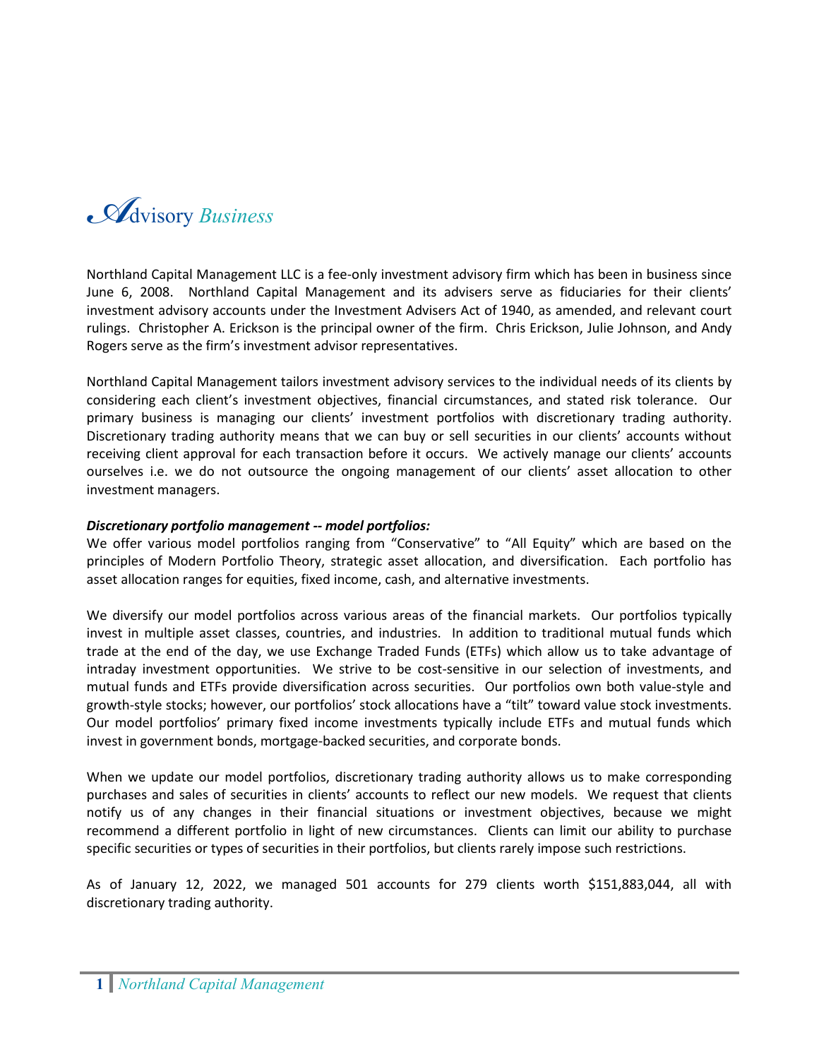# Advisory Business

Northland Capital Management LLC is a fee-only investment advisory firm which has been in business since June 6, 2008. Northland Capital Management and its advisers serve as fiduciaries for their clients' investment advisory accounts under the Investment Advisers Act of 1940, as amended, and relevant court rulings. Christopher A. Erickson is the principal owner of the firm. Chris Erickson, Julie Johnson, and Andy Rogers serve as the firm's investment advisor representatives.

Northland Capital Management tailors investment advisory services to the individual needs of its clients by considering each client's investment objectives, financial circumstances, and stated risk tolerance. Our primary business is managing our clients' investment portfolios with discretionary trading authority. Discretionary trading authority means that we can buy or sell securities in our clients' accounts without receiving client approval for each transaction before it occurs. We actively manage our clients' accounts ourselves i.e. we do not outsource the ongoing management of our clients' asset allocation to other investment managers.

***Discretionary portfolio management -- model portfolios:***

We offer various model portfolios ranging from "Conservative" to "All Equity" which are based on the principles of Modern Portfolio Theory, strategic asset allocation, and diversification. Each portfolio has asset allocation ranges for equities, fixed income, cash, and alternative investments.

We diversify our model portfolios across various areas of the financial markets. Our portfolios typically invest in multiple asset classes, countries, and industries. In addition to traditional mutual funds which trade at the end of the day, we use Exchange Traded Funds (ETFs) which allow us to take advantage of intraday investment opportunities. We strive to be cost-sensitive in our selection of investments, and mutual funds and ETFs provide diversification across securities. Our portfolios own both value-style and growth-style stocks; however, our portfolios' stock allocations have a "tilt" toward value stock investments. Our model portfolios' primary fixed income investments typically include ETFs and mutual funds which invest in government bonds, mortgage-backed securities, and corporate bonds.

When we update our model portfolios, discretionary trading authority allows us to make corresponding purchases and sales of securities in clients' accounts to reflect our new models. We request that clients notify us of any changes in their financial situations or investment objectives, because we might recommend a different portfolio in light of new circumstances. Clients can limit our ability to purchase specific securities or types of securities in their portfolios, but clients rarely impose such restrictions.

As of January 12, 2022, we managed 501 accounts for 279 clients worth $151,883,044, all with discretionary trading authority.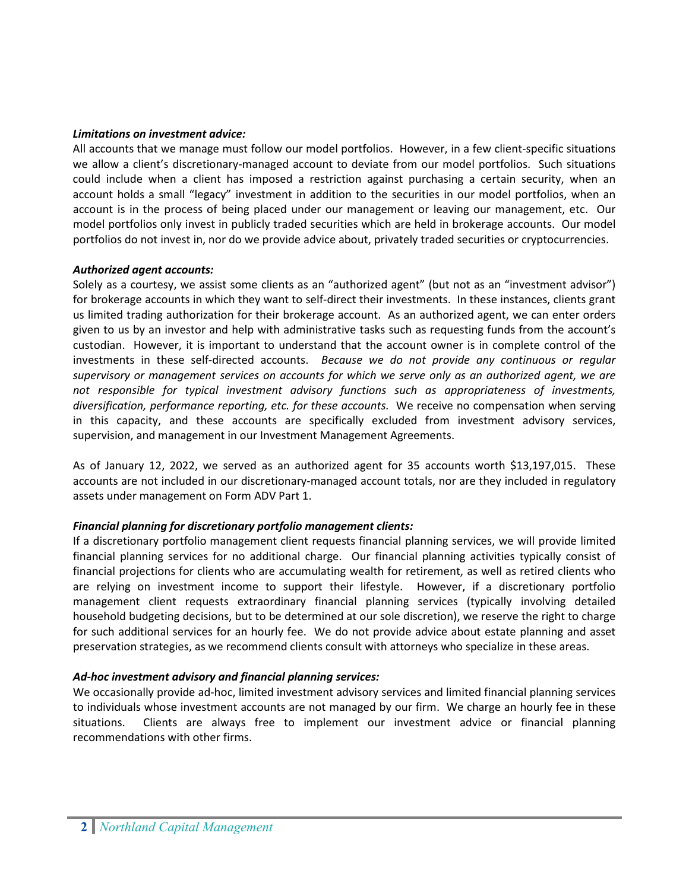***Limitations on investment advice:***

All accounts that we manage must follow our model portfolios. However, in a few client-specific situations we allow a client's discretionary-managed account to deviate from our model portfolios. Such situations could include when a client has imposed a restriction against purchasing a certain security, when an account holds a small "legacy" investment in addition to the securities in our model portfolios, when an account is in the process of being placed under our management or leaving our management, etc. Our model portfolios only invest in publicly traded securities which are held in brokerage accounts. Our model portfolios do not invest in, nor do we provide advice about, privately traded securities or cryptocurrencies.

***Authorized agent accounts:***

Solely as a courtesy, we assist some clients as an "authorized agent" (but not as an "investment advisor") for brokerage accounts in which they want to self-direct their investments. In these instances, clients grant us limited trading authorization for their brokerage account. As an authorized agent, we can enter orders given to us by an investor and help with administrative tasks such as requesting funds from the account's custodian. However, it is important to understand that the account owner is in complete control of the investments in these self-directed accounts. *Because we do not provide any continuous or regular supervisory or management services on accounts for which we serve only as an authorized agent, we are not responsible for typical investment advisory functions such as appropriateness of investments, diversification, performance reporting, etc. for these accounts.* We receive no compensation when serving in this capacity, and these accounts are specifically excluded from investment advisory services, supervision, and management in our Investment Management Agreements.

As of January 12, 2022, we served as an authorized agent for 35 accounts worth $13,197,015. These accounts are not included in our discretionary-managed account totals, nor are they included in regulatory assets under management on Form ADV Part 1.

***Financial planning for discretionary portfolio management clients:***

If a discretionary portfolio management client requests financial planning services, we will provide limited financial planning services for no additional charge. Our financial planning activities typically consist of financial projections for clients who are accumulating wealth for retirement, as well as retired clients who are relying on investment income to support their lifestyle. However, if a discretionary portfolio management client requests extraordinary financial planning services (typically involving detailed household budgeting decisions, but to be determined at our sole discretion), we reserve the right to charge for such additional services for an hourly fee. We do not provide advice about estate planning and asset preservation strategies, as we recommend clients consult with attorneys who specialize in these areas.

***Ad-hoc investment advisory and financial planning services:***

We occasionally provide ad-hoc, limited investment advisory services and limited financial planning services to individuals whose investment accounts are not managed by our firm. We charge an hourly fee in these situations. Clients are always free to implement our investment advice or financial planning recommendations with other firms.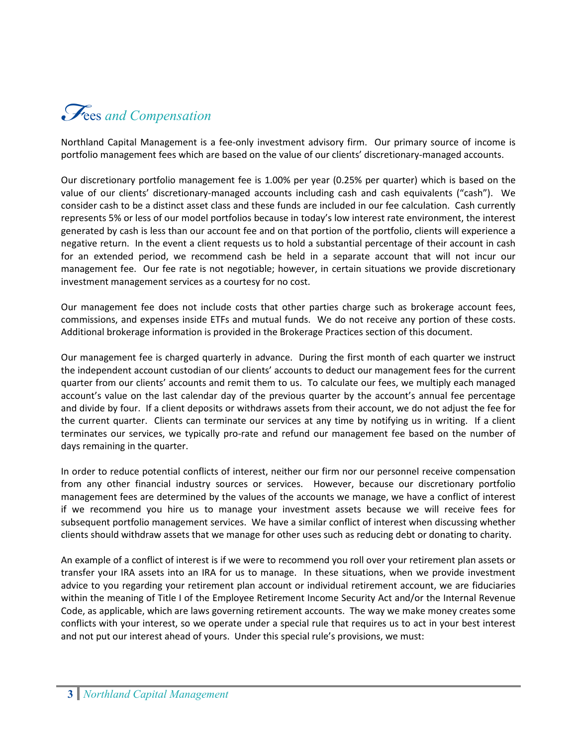## Fees and Compensation

Northland Capital Management is a fee-only investment advisory firm. Our primary source of income is portfolio management fees which are based on the value of our clients' discretionary-managed accounts.

Our discretionary portfolio management fee is 1.00% per year (0.25% per quarter) which is based on the value of our clients' discretionary-managed accounts including cash and cash equivalents ("cash"). We consider cash to be a distinct asset class and these funds are included in our fee calculation. Cash currently represents 5% or less of our model portfolios because in today's low interest rate environment, the interest generated by cash is less than our account fee and on that portion of the portfolio, clients will experience a negative return. In the event a client requests us to hold a substantial percentage of their account in cash for an extended period, we recommend cash be held in a separate account that will not incur our management fee. Our fee rate is not negotiable; however, in certain situations we provide discretionary investment management services as a courtesy for no cost.

Our management fee does not include costs that other parties charge such as brokerage account fees, commissions, and expenses inside ETFs and mutual funds. We do not receive any portion of these costs. Additional brokerage information is provided in the Brokerage Practices section of this document.

Our management fee is charged quarterly in advance. During the first month of each quarter we instruct the independent account custodian of our clients' accounts to deduct our management fees for the current quarter from our clients' accounts and remit them to us. To calculate our fees, we multiply each managed account's value on the last calendar day of the previous quarter by the account's annual fee percentage and divide by four. If a client deposits or withdraws assets from their account, we do not adjust the fee for the current quarter. Clients can terminate our services at any time by notifying us in writing. If a client terminates our services, we typically pro-rate and refund our management fee based on the number of days remaining in the quarter.

In order to reduce potential conflicts of interest, neither our firm nor our personnel receive compensation from any other financial industry sources or services. However, because our discretionary portfolio management fees are determined by the values of the accounts we manage, we have a conflict of interest if we recommend you hire us to manage your investment assets because we will receive fees for subsequent portfolio management services. We have a similar conflict of interest when discussing whether clients should withdraw assets that we manage for other uses such as reducing debt or donating to charity.

An example of a conflict of interest is if we were to recommend you roll over your retirement plan assets or transfer your IRA assets into an IRA for us to manage. In these situations, when we provide investment advice to you regarding your retirement plan account or individual retirement account, we are fiduciaries within the meaning of Title I of the Employee Retirement Income Security Act and/or the Internal Revenue Code, as applicable, which are laws governing retirement accounts. The way we make money creates some conflicts with your interest, so we operate under a special rule that requires us to act in your best interest and not put our interest ahead of yours. Under this special rule's provisions, we must: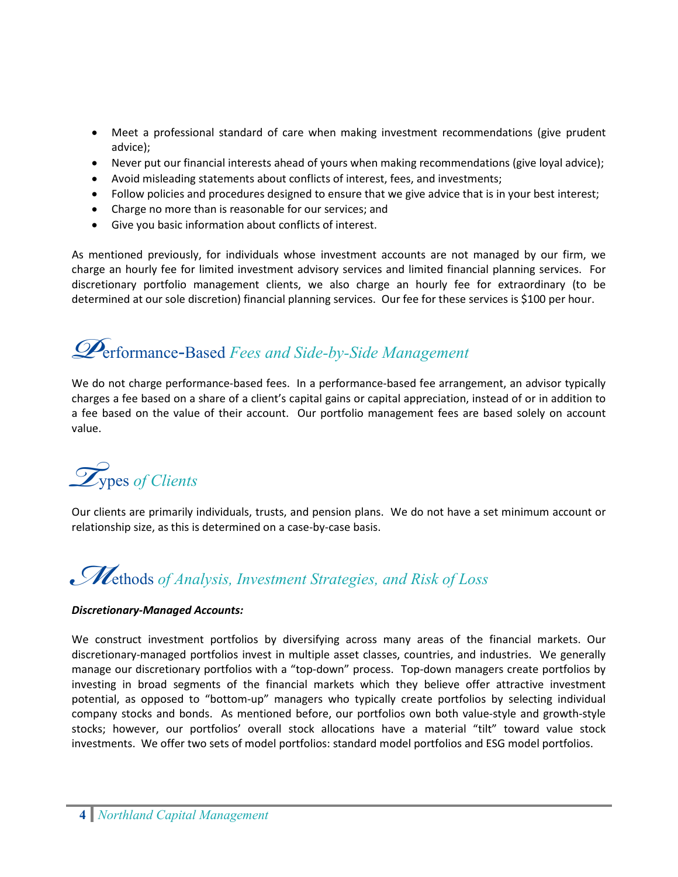- Meet a professional standard of care when making investment recommendations (give prudent advice);
- Never put our financial interests ahead of yours when making recommendations (give loyal advice);
- Avoid misleading statements about conflicts of interest, fees, and investments;
- Follow policies and procedures designed to ensure that we give advice that is in your best interest;
- Charge no more than is reasonable for our services; and
- Give you basic information about conflicts of interest.

As mentioned previously, for individuals whose investment accounts are not managed by our firm, we charge an hourly fee for limited investment advisory services and limited financial planning services. For discretionary portfolio management clients, we also charge an hourly fee for extraordinary (to be determined at our sole discretion) financial planning services. Our fee for these services is $100 per hour.

## Performance-Based *Fees and Side-by-Side Management*

We do not charge performance-based fees. In a performance-based fee arrangement, an advisor typically charges a fee based on a share of a client's capital gains or capital appreciation, instead of or in addition to a fee based on the value of their account. Our portfolio management fees are based solely on account value.

## Types *of Clients*

Our clients are primarily individuals, trusts, and pension plans. We do not have a set minimum account or relationship size, as this is determined on a case-by-case basis.

## Methods *of Analysis, Investment Strategies, and Risk of Loss*

***Discretionary-Managed Accounts:***

We construct investment portfolios by diversifying across many areas of the financial markets. Our discretionary-managed portfolios invest in multiple asset classes, countries, and industries. We generally manage our discretionary portfolios with a "top-down" process. Top-down managers create portfolios by investing in broad segments of the financial markets which they believe offer attractive investment potential, as opposed to "bottom-up" managers who typically create portfolios by selecting individual company stocks and bonds. As mentioned before, our portfolios own both value-style and growth-style stocks; however, our portfolios' overall stock allocations have a material "tilt" toward value stock investments. We offer two sets of model portfolios: standard model portfolios and ESG model portfolios.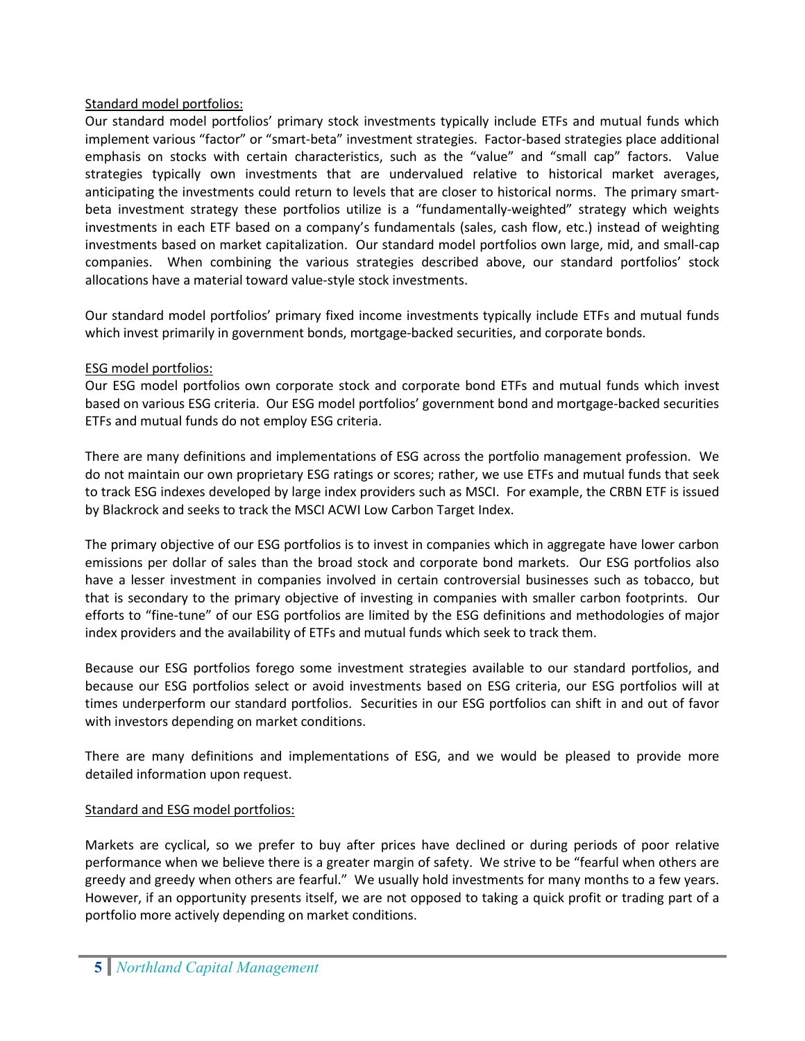Standard model portfolios:

Our standard model portfolios' primary stock investments typically include ETFs and mutual funds which implement various "factor" or "smart-beta" investment strategies. Factor-based strategies place additional emphasis on stocks with certain characteristics, such as the "value" and "small cap" factors. Value strategies typically own investments that are undervalued relative to historical market averages, anticipating the investments could return to levels that are closer to historical norms. The primary smart-beta investment strategy these portfolios utilize is a "fundamentally-weighted" strategy which weights investments in each ETF based on a company's fundamentals (sales, cash flow, etc.) instead of weighting investments based on market capitalization. Our standard model portfolios own large, mid, and small-cap companies. When combining the various strategies described above, our standard portfolios' stock allocations have a material toward value-style stock investments.

Our standard model portfolios' primary fixed income investments typically include ETFs and mutual funds which invest primarily in government bonds, mortgage-backed securities, and corporate bonds.

ESG model portfolios:

Our ESG model portfolios own corporate stock and corporate bond ETFs and mutual funds which invest based on various ESG criteria. Our ESG model portfolios' government bond and mortgage-backed securities ETFs and mutual funds do not employ ESG criteria.

There are many definitions and implementations of ESG across the portfolio management profession. We do not maintain our own proprietary ESG ratings or scores; rather, we use ETFs and mutual funds that seek to track ESG indexes developed by large index providers such as MSCI. For example, the CRBN ETF is issued by Blackrock and seeks to track the MSCI ACWI Low Carbon Target Index.

The primary objective of our ESG portfolios is to invest in companies which in aggregate have lower carbon emissions per dollar of sales than the broad stock and corporate bond markets. Our ESG portfolios also have a lesser investment in companies involved in certain controversial businesses such as tobacco, but that is secondary to the primary objective of investing in companies with smaller carbon footprints. Our efforts to "fine-tune" of our ESG portfolios are limited by the ESG definitions and methodologies of major index providers and the availability of ETFs and mutual funds which seek to track them.

Because our ESG portfolios forego some investment strategies available to our standard portfolios, and because our ESG portfolios select or avoid investments based on ESG criteria, our ESG portfolios will at times underperform our standard portfolios. Securities in our ESG portfolios can shift in and out of favor with investors depending on market conditions.

There are many definitions and implementations of ESG, and we would be pleased to provide more detailed information upon request.

Standard and ESG model portfolios:

Markets are cyclical, so we prefer to buy after prices have declined or during periods of poor relative performance when we believe there is a greater margin of safety. We strive to be "fearful when others are greedy and greedy when others are fearful." We usually hold investments for many months to a few years. However, if an opportunity presents itself, we are not opposed to taking a quick profit or trading part of a portfolio more actively depending on market conditions.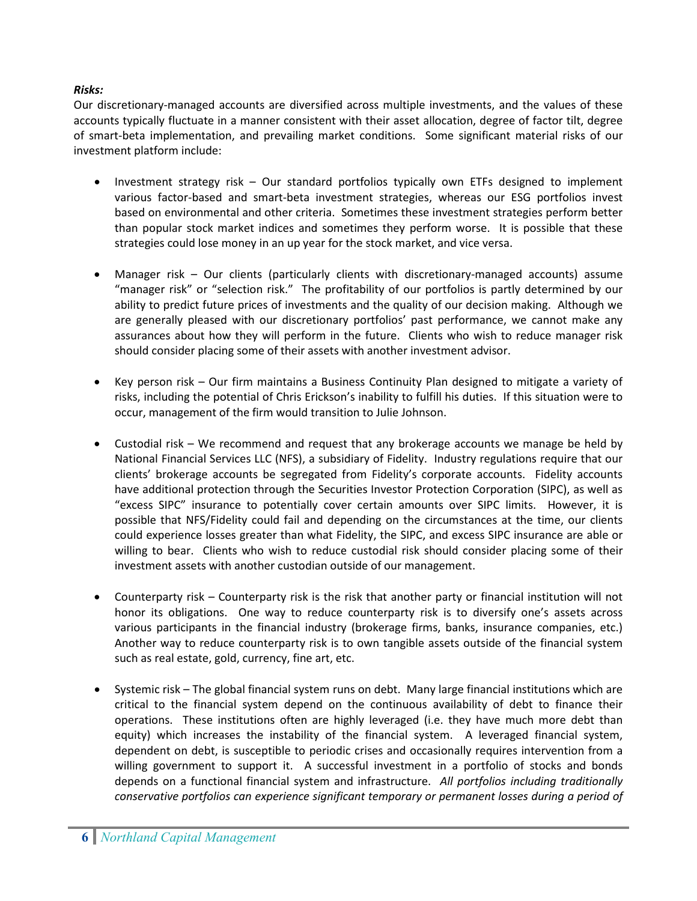***Risks:***

Our discretionary-managed accounts are diversified across multiple investments, and the values of these accounts typically fluctuate in a manner consistent with their asset allocation, degree of factor tilt, degree of smart-beta implementation, and prevailing market conditions. Some significant material risks of our investment platform include:

- Investment strategy risk – Our standard portfolios typically own ETFs designed to implement various factor-based and smart-beta investment strategies, whereas our ESG portfolios invest based on environmental and other criteria. Sometimes these investment strategies perform better than popular stock market indices and sometimes they perform worse. It is possible that these strategies could lose money in an up year for the stock market, and vice versa.

- Manager risk – Our clients (particularly clients with discretionary-managed accounts) assume "manager risk" or "selection risk." The profitability of our portfolios is partly determined by our ability to predict future prices of investments and the quality of our decision making. Although we are generally pleased with our discretionary portfolios' past performance, we cannot make any assurances about how they will perform in the future. Clients who wish to reduce manager risk should consider placing some of their assets with another investment advisor.

- Key person risk – Our firm maintains a Business Continuity Plan designed to mitigate a variety of risks, including the potential of Chris Erickson's inability to fulfill his duties. If this situation were to occur, management of the firm would transition to Julie Johnson.

- Custodial risk – We recommend and request that any brokerage accounts we manage be held by National Financial Services LLC (NFS), a subsidiary of Fidelity. Industry regulations require that our clients' brokerage accounts be segregated from Fidelity's corporate accounts. Fidelity accounts have additional protection through the Securities Investor Protection Corporation (SIPC), as well as "excess SIPC" insurance to potentially cover certain amounts over SIPC limits. However, it is possible that NFS/Fidelity could fail and depending on the circumstances at the time, our clients could experience losses greater than what Fidelity, the SIPC, and excess SIPC insurance are able or willing to bear. Clients who wish to reduce custodial risk should consider placing some of their investment assets with another custodian outside of our management.

- Counterparty risk – Counterparty risk is the risk that another party or financial institution will not honor its obligations. One way to reduce counterparty risk is to diversify one's assets across various participants in the financial industry (brokerage firms, banks, insurance companies, etc.) Another way to reduce counterparty risk is to own tangible assets outside of the financial system such as real estate, gold, currency, fine art, etc.

- Systemic risk – The global financial system runs on debt. Many large financial institutions which are critical to the financial system depend on the continuous availability of debt to finance their operations. These institutions often are highly leveraged (i.e. they have much more debt than equity) which increases the instability of the financial system. A leveraged financial system, dependent on debt, is susceptible to periodic crises and occasionally requires intervention from a willing government to support it. A successful investment in a portfolio of stocks and bonds depends on a functional financial system and infrastructure. *All portfolios including traditionally conservative portfolios can experience significant temporary or permanent losses during a period of*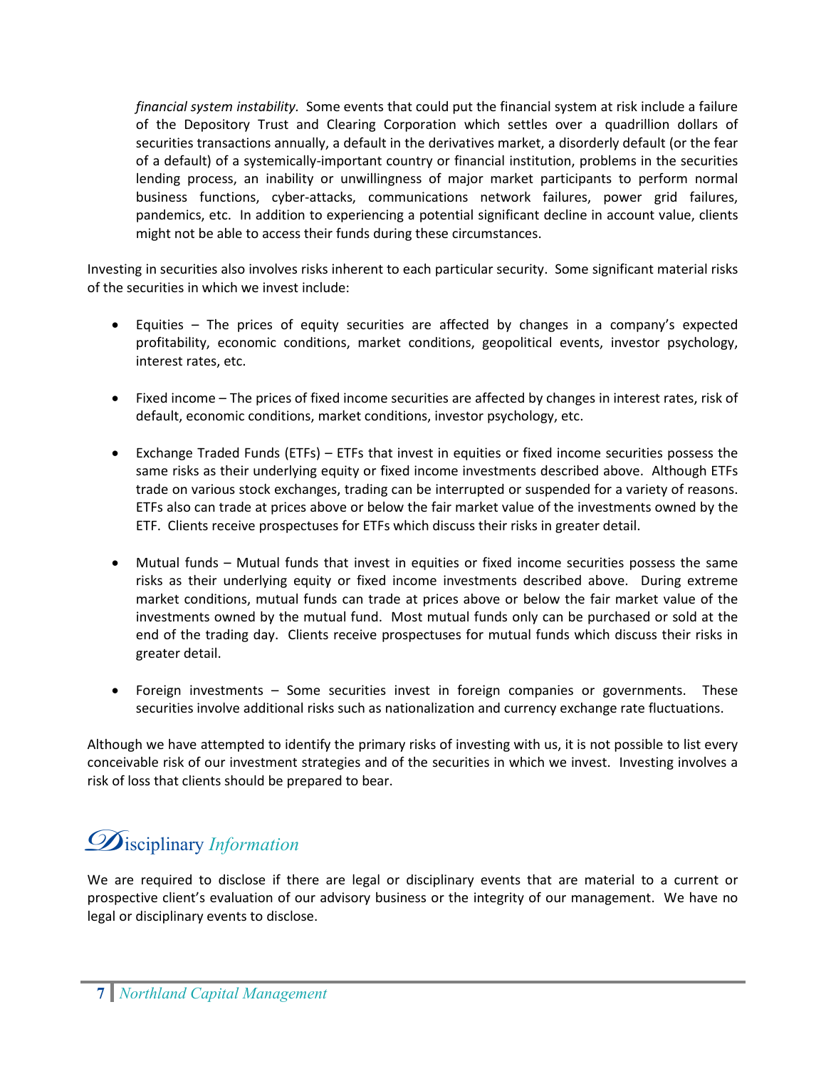*financial system instability.* Some events that could put the financial system at risk include a failure of the Depository Trust and Clearing Corporation which settles over a quadrillion dollars of securities transactions annually, a default in the derivatives market, a disorderly default (or the fear of a default) of a systemically-important country or financial institution, problems in the securities lending process, an inability or unwillingness of major market participants to perform normal business functions, cyber-attacks, communications network failures, power grid failures, pandemics, etc. In addition to experiencing a potential significant decline in account value, clients might not be able to access their funds during these circumstances.

Investing in securities also involves risks inherent to each particular security. Some significant material risks of the securities in which we invest include:

- Equities – The prices of equity securities are affected by changes in a company's expected profitability, economic conditions, market conditions, geopolitical events, investor psychology, interest rates, etc.

- Fixed income – The prices of fixed income securities are affected by changes in interest rates, risk of default, economic conditions, market conditions, investor psychology, etc.

- Exchange Traded Funds (ETFs) – ETFs that invest in equities or fixed income securities possess the same risks as their underlying equity or fixed income investments described above. Although ETFs trade on various stock exchanges, trading can be interrupted or suspended for a variety of reasons. ETFs also can trade at prices above or below the fair market value of the investments owned by the ETF. Clients receive prospectuses for ETFs which discuss their risks in greater detail.

- Mutual funds – Mutual funds that invest in equities or fixed income securities possess the same risks as their underlying equity or fixed income investments described above. During extreme market conditions, mutual funds can trade at prices above or below the fair market value of the investments owned by the mutual fund. Most mutual funds only can be purchased or sold at the end of the trading day. Clients receive prospectuses for mutual funds which discuss their risks in greater detail.

- Foreign investments – Some securities invest in foreign companies or governments. These securities involve additional risks such as nationalization and currency exchange rate fluctuations.

Although we have attempted to identify the primary risks of investing with us, it is not possible to list every conceivable risk of our investment strategies and of the securities in which we invest. Investing involves a risk of loss that clients should be prepared to bear.

## Disciplinary *Information*

We are required to disclose if there are legal or disciplinary events that are material to a current or prospective client's evaluation of our advisory business or the integrity of our management. We have no legal or disciplinary events to disclose.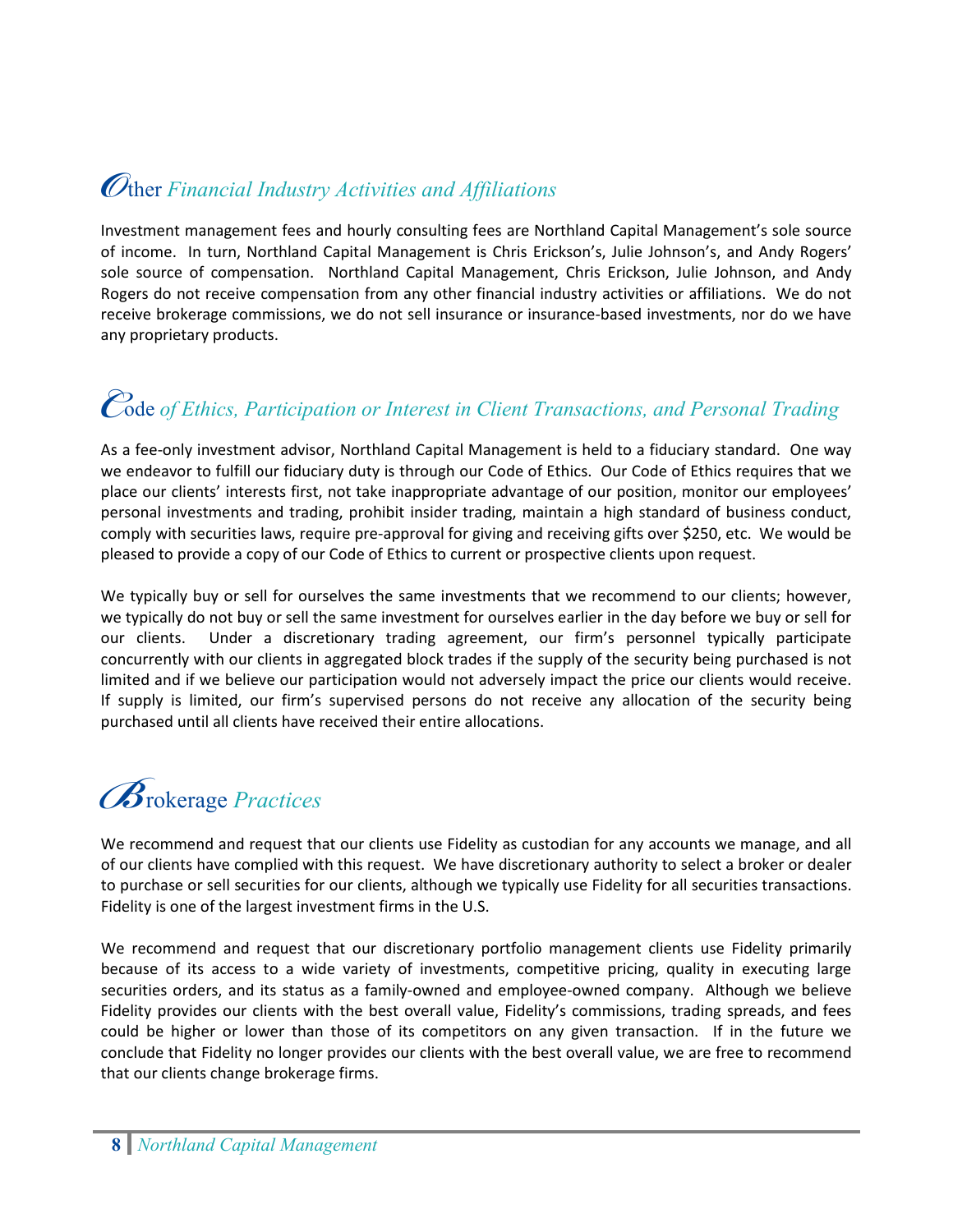## Other Financial Industry Activities and Affiliations

Investment management fees and hourly consulting fees are Northland Capital Management's sole source of income. In turn, Northland Capital Management is Chris Erickson's, Julie Johnson's, and Andy Rogers' sole source of compensation. Northland Capital Management, Chris Erickson, Julie Johnson, and Andy Rogers do not receive compensation from any other financial industry activities or affiliations. We do not receive brokerage commissions, we do not sell insurance or insurance-based investments, nor do we have any proprietary products.

## Code of Ethics, Participation or Interest in Client Transactions, and Personal Trading

As a fee-only investment advisor, Northland Capital Management is held to a fiduciary standard. One way we endeavor to fulfill our fiduciary duty is through our Code of Ethics. Our Code of Ethics requires that we place our clients' interests first, not take inappropriate advantage of our position, monitor our employees' personal investments and trading, prohibit insider trading, maintain a high standard of business conduct, comply with securities laws, require pre-approval for giving and receiving gifts over $250, etc. We would be pleased to provide a copy of our Code of Ethics to current or prospective clients upon request.

We typically buy or sell for ourselves the same investments that we recommend to our clients; however, we typically do not buy or sell the same investment for ourselves earlier in the day before we buy or sell for our clients. Under a discretionary trading agreement, our firm's personnel typically participate concurrently with our clients in aggregated block trades if the supply of the security being purchased is not limited and if we believe our participation would not adversely impact the price our clients would receive. If supply is limited, our firm's supervised persons do not receive any allocation of the security being purchased until all clients have received their entire allocations.

## Brokerage Practices

We recommend and request that our clients use Fidelity as custodian for any accounts we manage, and all of our clients have complied with this request. We have discretionary authority to select a broker or dealer to purchase or sell securities for our clients, although we typically use Fidelity for all securities transactions. Fidelity is one of the largest investment firms in the U.S.

We recommend and request that our discretionary portfolio management clients use Fidelity primarily because of its access to a wide variety of investments, competitive pricing, quality in executing large securities orders, and its status as a family-owned and employee-owned company. Although we believe Fidelity provides our clients with the best overall value, Fidelity's commissions, trading spreads, and fees could be higher or lower than those of its competitors on any given transaction. If in the future we conclude that Fidelity no longer provides our clients with the best overall value, we are free to recommend that our clients change brokerage firms.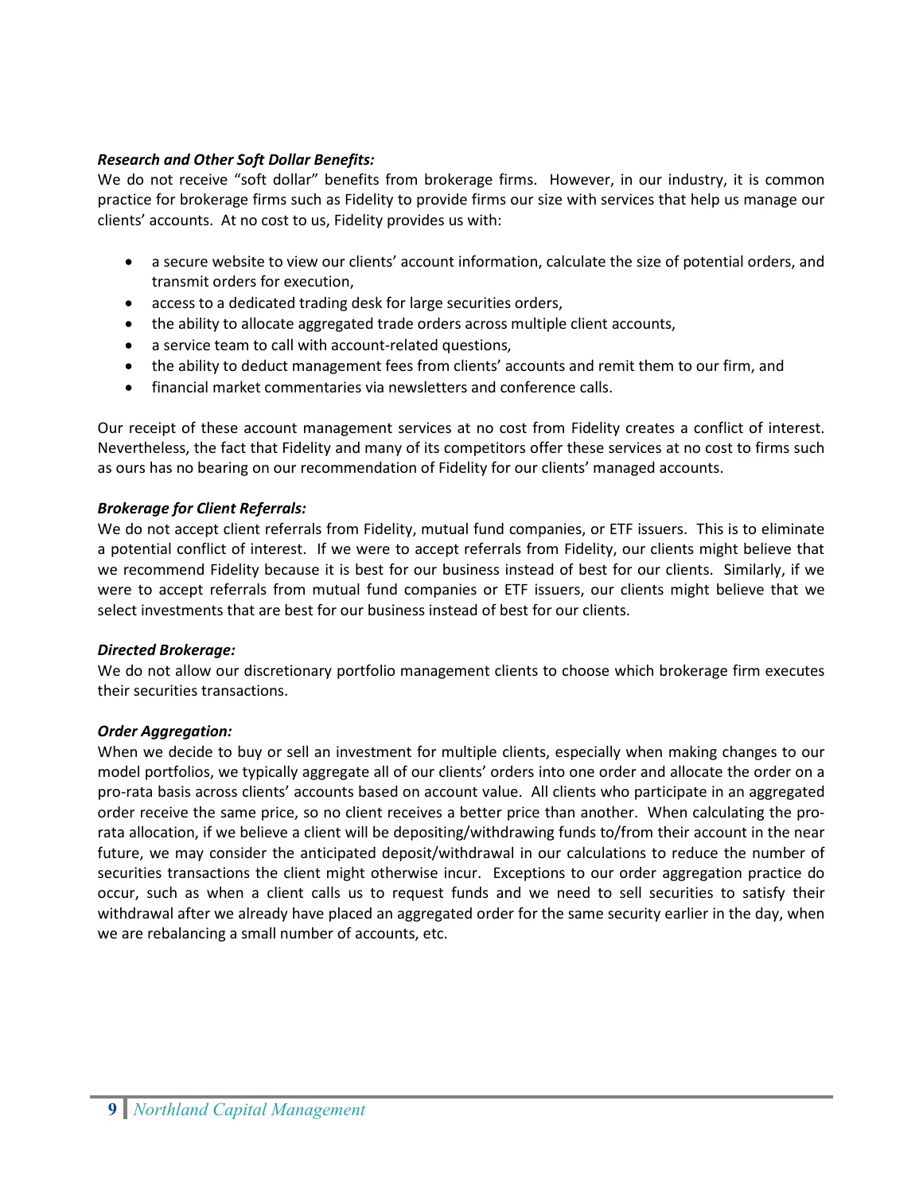***Research and Other Soft Dollar Benefits:***

We do not receive "soft dollar" benefits from brokerage firms. However, in our industry, it is common practice for brokerage firms such as Fidelity to provide firms our size with services that help us manage our clients' accounts. At no cost to us, Fidelity provides us with:

- a secure website to view our clients' account information, calculate the size of potential orders, and transmit orders for execution,
- access to a dedicated trading desk for large securities orders,
- the ability to allocate aggregated trade orders across multiple client accounts,
- a service team to call with account-related questions,
- the ability to deduct management fees from clients' accounts and remit them to our firm, and
- financial market commentaries via newsletters and conference calls.

Our receipt of these account management services at no cost from Fidelity creates a conflict of interest. Nevertheless, the fact that Fidelity and many of its competitors offer these services at no cost to firms such as ours has no bearing on our recommendation of Fidelity for our clients' managed accounts.

***Brokerage for Client Referrals:***

We do not accept client referrals from Fidelity, mutual fund companies, or ETF issuers. This is to eliminate a potential conflict of interest. If we were to accept referrals from Fidelity, our clients might believe that we recommend Fidelity because it is best for our business instead of best for our clients. Similarly, if we were to accept referrals from mutual fund companies or ETF issuers, our clients might believe that we select investments that are best for our business instead of best for our clients.

***Directed Brokerage:***

We do not allow our discretionary portfolio management clients to choose which brokerage firm executes their securities transactions.

***Order Aggregation:***

When we decide to buy or sell an investment for multiple clients, especially when making changes to our model portfolios, we typically aggregate all of our clients' orders into one order and allocate the order on a pro-rata basis across clients' accounts based on account value. All clients who participate in an aggregated order receive the same price, so no client receives a better price than another. When calculating the pro-rata allocation, if we believe a client will be depositing/withdrawing funds to/from their account in the near future, we may consider the anticipated deposit/withdrawal in our calculations to reduce the number of securities transactions the client might otherwise incur. Exceptions to our order aggregation practice do occur, such as when a client calls us to request funds and we need to sell securities to satisfy their withdrawal after we already have placed an aggregated order for the same security earlier in the day, when we are rebalancing a small number of accounts, etc.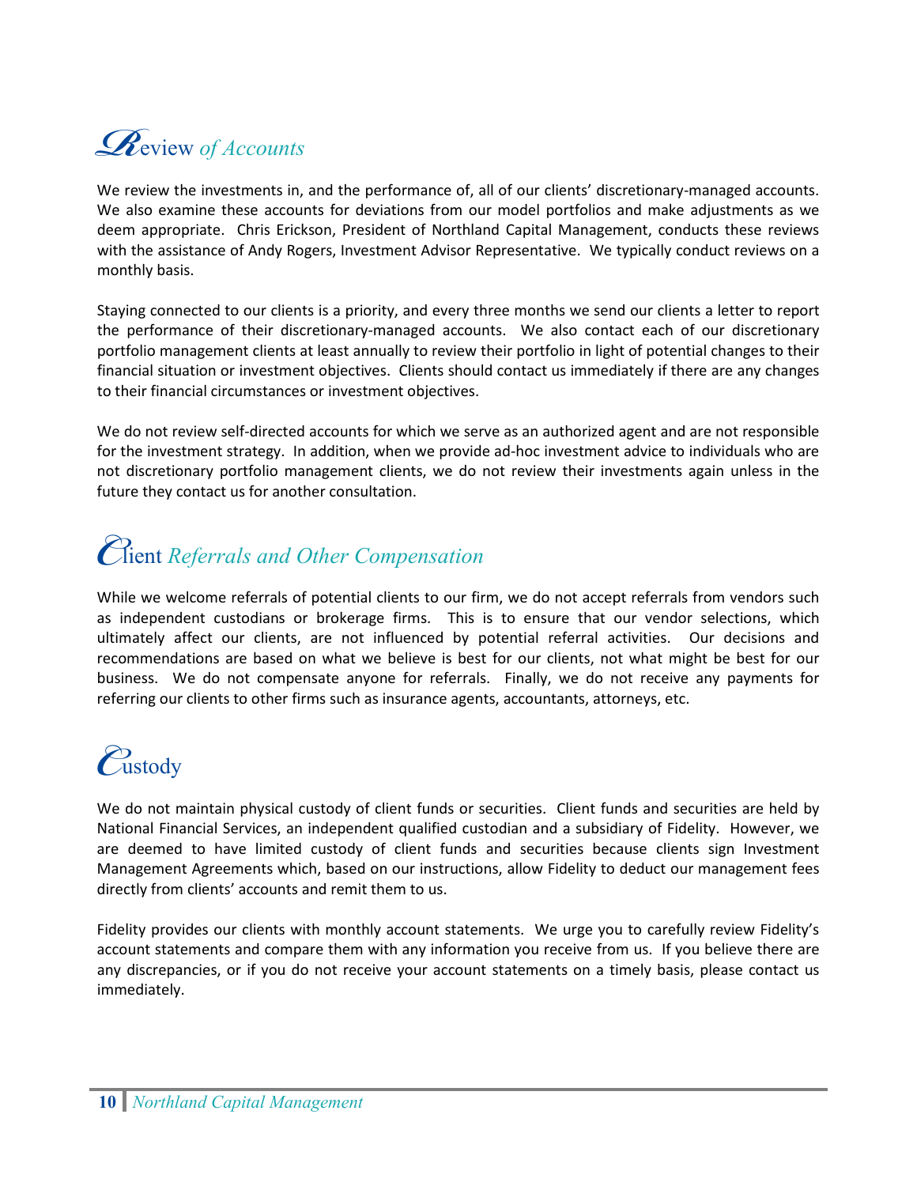## Review of Accounts

We review the investments in, and the performance of, all of our clients' discretionary-managed accounts. We also examine these accounts for deviations from our model portfolios and make adjustments as we deem appropriate. Chris Erickson, President of Northland Capital Management, conducts these reviews with the assistance of Andy Rogers, Investment Advisor Representative. We typically conduct reviews on a monthly basis.

Staying connected to our clients is a priority, and every three months we send our clients a letter to report the performance of their discretionary-managed accounts. We also contact each of our discretionary portfolio management clients at least annually to review their portfolio in light of potential changes to their financial situation or investment objectives. Clients should contact us immediately if there are any changes to their financial circumstances or investment objectives.

We do not review self-directed accounts for which we serve as an authorized agent and are not responsible for the investment strategy. In addition, when we provide ad-hoc investment advice to individuals who are not discretionary portfolio management clients, we do not review their investments again unless in the future they contact us for another consultation.

## Client Referrals and Other Compensation

While we welcome referrals of potential clients to our firm, we do not accept referrals from vendors such as independent custodians or brokerage firms. This is to ensure that our vendor selections, which ultimately affect our clients, are not influenced by potential referral activities. Our decisions and recommendations are based on what we believe is best for our clients, not what might be best for our business. We do not compensate anyone for referrals. Finally, we do not receive any payments for referring our clients to other firms such as insurance agents, accountants, attorneys, etc.

## Custody

We do not maintain physical custody of client funds or securities. Client funds and securities are held by National Financial Services, an independent qualified custodian and a subsidiary of Fidelity. However, we are deemed to have limited custody of client funds and securities because clients sign Investment Management Agreements which, based on our instructions, allow Fidelity to deduct our management fees directly from clients' accounts and remit them to us.

Fidelity provides our clients with monthly account statements. We urge you to carefully review Fidelity's account statements and compare them with any information you receive from us. If you believe there are any discrepancies, or if you do not receive your account statements on a timely basis, please contact us immediately.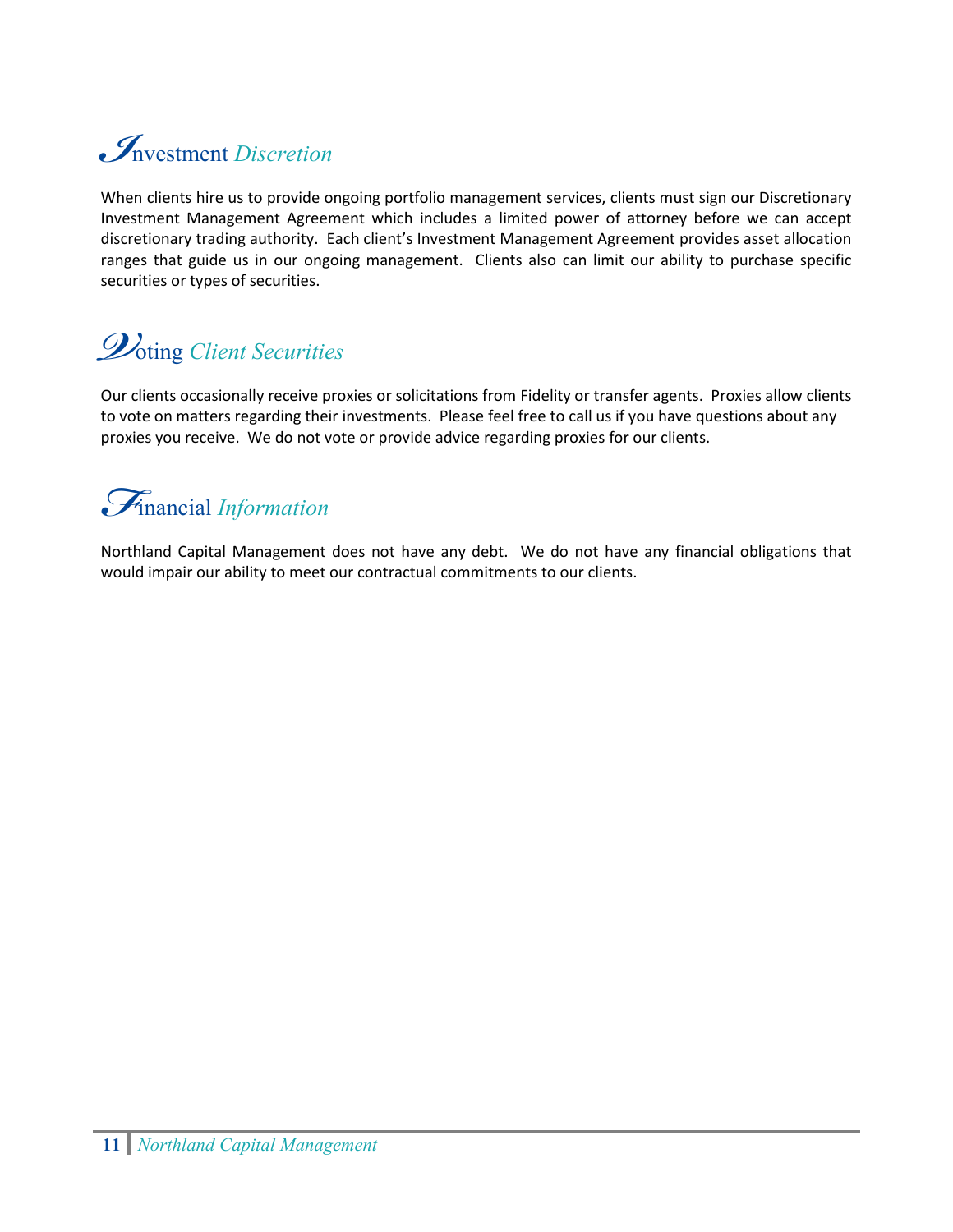## Investment *Discretion*

When clients hire us to provide ongoing portfolio management services, clients must sign our Discretionary Investment Management Agreement which includes a limited power of attorney before we can accept discretionary trading authority. Each client's Investment Management Agreement provides asset allocation ranges that guide us in our ongoing management. Clients also can limit our ability to purchase specific securities or types of securities.

## Voting *Client Securities*

Our clients occasionally receive proxies or solicitations from Fidelity or transfer agents. Proxies allow clients to vote on matters regarding their investments. Please feel free to call us if you have questions about any proxies you receive. We do not vote or provide advice regarding proxies for our clients.

## Financial *Information*

Northland Capital Management does not have any debt. We do not have any financial obligations that would impair our ability to meet our contractual commitments to our clients.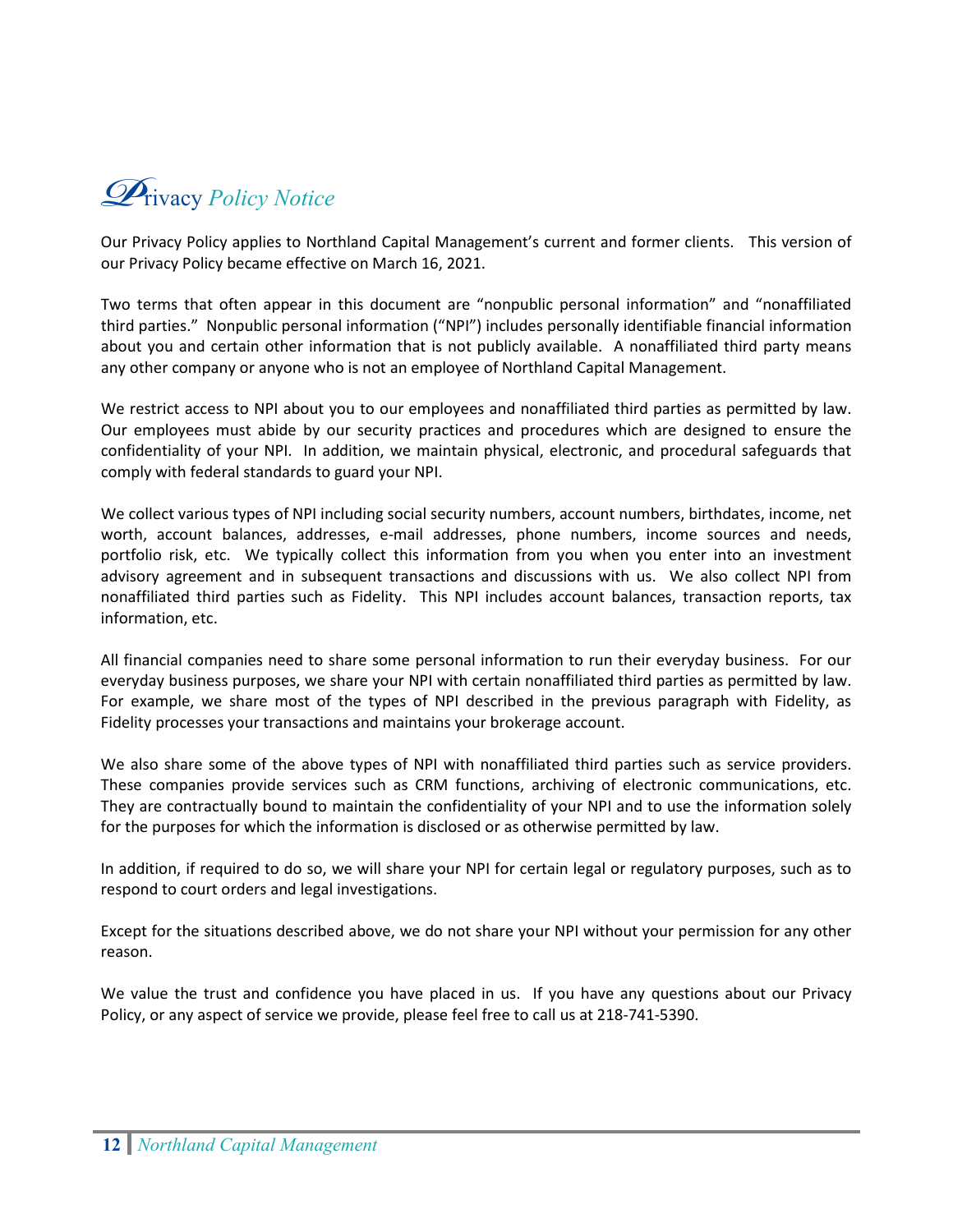# Privacy Policy Notice

Our Privacy Policy applies to Northland Capital Management's current and former clients. This version of our Privacy Policy became effective on March 16, 2021.

Two terms that often appear in this document are "nonpublic personal information" and "nonaffiliated third parties." Nonpublic personal information ("NPI") includes personally identifiable financial information about you and certain other information that is not publicly available. A nonaffiliated third party means any other company or anyone who is not an employee of Northland Capital Management.

We restrict access to NPI about you to our employees and nonaffiliated third parties as permitted by law. Our employees must abide by our security practices and procedures which are designed to ensure the confidentiality of your NPI. In addition, we maintain physical, electronic, and procedural safeguards that comply with federal standards to guard your NPI.

We collect various types of NPI including social security numbers, account numbers, birthdates, income, net worth, account balances, addresses, e-mail addresses, phone numbers, income sources and needs, portfolio risk, etc. We typically collect this information from you when you enter into an investment advisory agreement and in subsequent transactions and discussions with us. We also collect NPI from nonaffiliated third parties such as Fidelity. This NPI includes account balances, transaction reports, tax information, etc.

All financial companies need to share some personal information to run their everyday business. For our everyday business purposes, we share your NPI with certain nonaffiliated third parties as permitted by law. For example, we share most of the types of NPI described in the previous paragraph with Fidelity, as Fidelity processes your transactions and maintains your brokerage account.

We also share some of the above types of NPI with nonaffiliated third parties such as service providers. These companies provide services such as CRM functions, archiving of electronic communications, etc. They are contractually bound to maintain the confidentiality of your NPI and to use the information solely for the purposes for which the information is disclosed or as otherwise permitted by law.

In addition, if required to do so, we will share your NPI for certain legal or regulatory purposes, such as to respond to court orders and legal investigations.

Except for the situations described above, we do not share your NPI without your permission for any other reason.

We value the trust and confidence you have placed in us. If you have any questions about our Privacy Policy, or any aspect of service we provide, please feel free to call us at 218-741-5390.